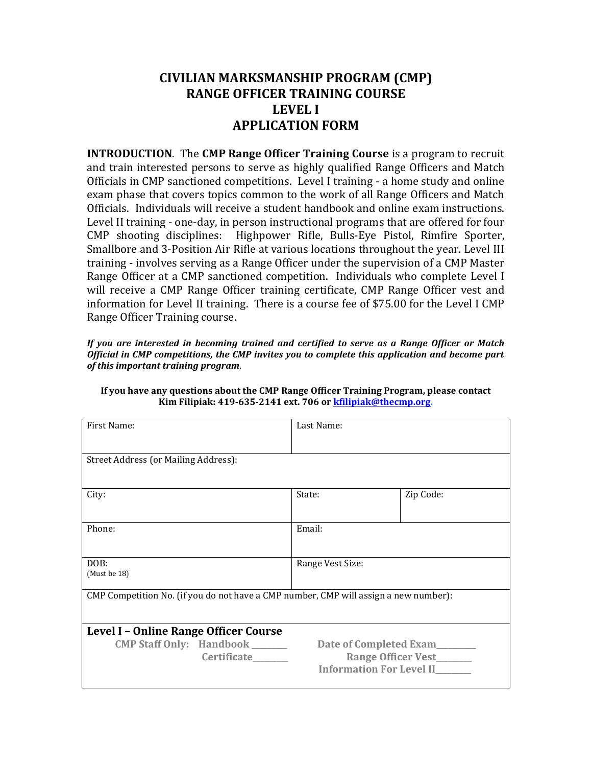# CIVILIAN MARKSMANSHIP PROGRAM (CMP) RANGE OFFICER TRAINING COURSE LEVEL I APPLICATION FORM

**INTRODUCTION**. The **CMP Range Officer Training Course** is a program to recruit and train interested persons to serve as highly qualified Range Officers and Match Officials in CMP sanctioned competitions. Level I training - a home study and online exam phase that covers topics common to the work of all Range Officers and Match Officials. Individuals will receive a student handbook and online exam instructions. Level II training - one-day, in person instructional programs that are offered for four CMP shooting disciplines: Highpower Rifle, Bulls-Eye Pistol, Rimfire Sporter, Smallbore and 3-Position Air Rifle at various locations throughout the year. Level III training - involves serving as a Range Officer under the supervision of a CMP Master Range Officer at a CMP sanctioned competition. Individuals who complete Level I will receive a CMP Range Officer training certificate, CMP Range Officer vest and information for Level II training. There is a course fee of $75.00 for the Level I CMP Range Officer Training course.

***If you are interested in becoming trained and certified to serve as a Range Officer or Match Official in CMP competitions, the CMP invites you to complete this application and become part of this important training program***.

**If you have any questions about the CMP Range Officer Training Program, please contact Kim Filipiak: 419-635-2141 ext. 706 or kfilipiak@thecmp.org.**

| First Name: | Last Name: | |
|---|---|---|
| Street Address (or Mailing Address): | | |
| City: | State: | Zip Code: |
| Phone: | Email: | |
| DOB: (Must be 18) | Range Vest Size: | |
| CMP Competition No. (if you do not have a CMP number, CMP will assign a new number): | | |

**Level I – Online Range Officer Course**

**CMP Staff Only:** Handbook ________ Certificate________ Date of Completed Exam_________ Range Officer Vest________ Information For Level II________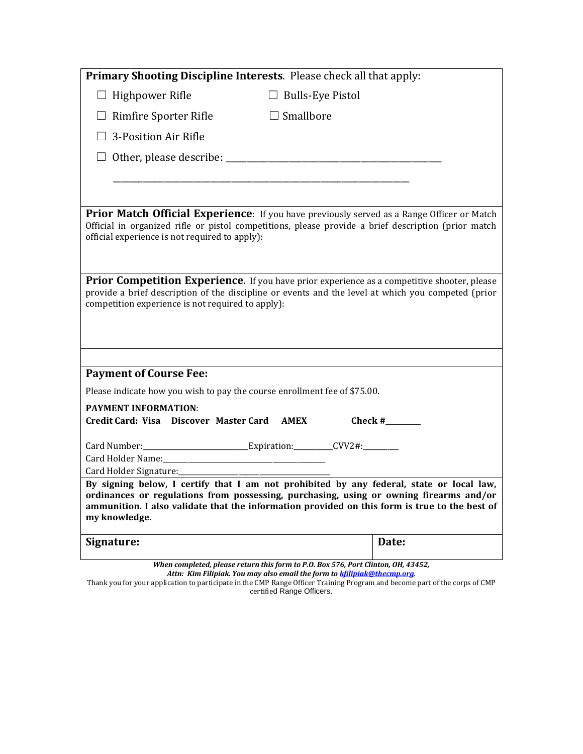**Primary Shooting Discipline Interests**. Please check all that apply:

☐ Highpower Rifle ☐ Bulls-Eye Pistol

☐ Rimfire Sporter Rifle ☐ Smallbore

☐ 3-Position Air Rifle

☐ Other, please describe: ______________________________________________

______________________________________________________________

**Prior Match Official Experience**: If you have previously served as a Range Officer or Match Official in organized rifle or pistol competitions, please provide a brief description (prior match official experience is not required to apply):

**Prior Competition Experience.** If you have prior experience as a competitive shooter, please provide a brief description of the discipline or events and the level at which you competed (prior competition experience is not required to apply):

**Payment of Course Fee:**

Please indicate how you wish to pay the course enrollment fee of $75.00.

**PAYMENT INFORMATION**:

**Credit Card: Visa Discover Master Card AMEX Check #________**

Card Number:_________________________Expiration:_________CVV2#:_________

Card Holder Name:_________________________________________

Card Holder Signature:_____________________________________

**By signing below, I certify that I am not prohibited by any federal, state or local law, ordinances or regulations from possessing, purchasing, using or owning firearms and/or ammunition. I also validate that the information provided on this form is true to the best of my knowledge.**

| **Signature:** | **Date:** |
| --- | --- |

***When completed, please return this form to P.O. Box 576, Port Clinton, OH, 43452, Attn: Kim Filipiak. You may also email the form to kfilipiak@thecmp.org.***

Thank you for your application to participate in the CMP Range Officer Training Program and become part of the corps of CMP certified Range Officers.